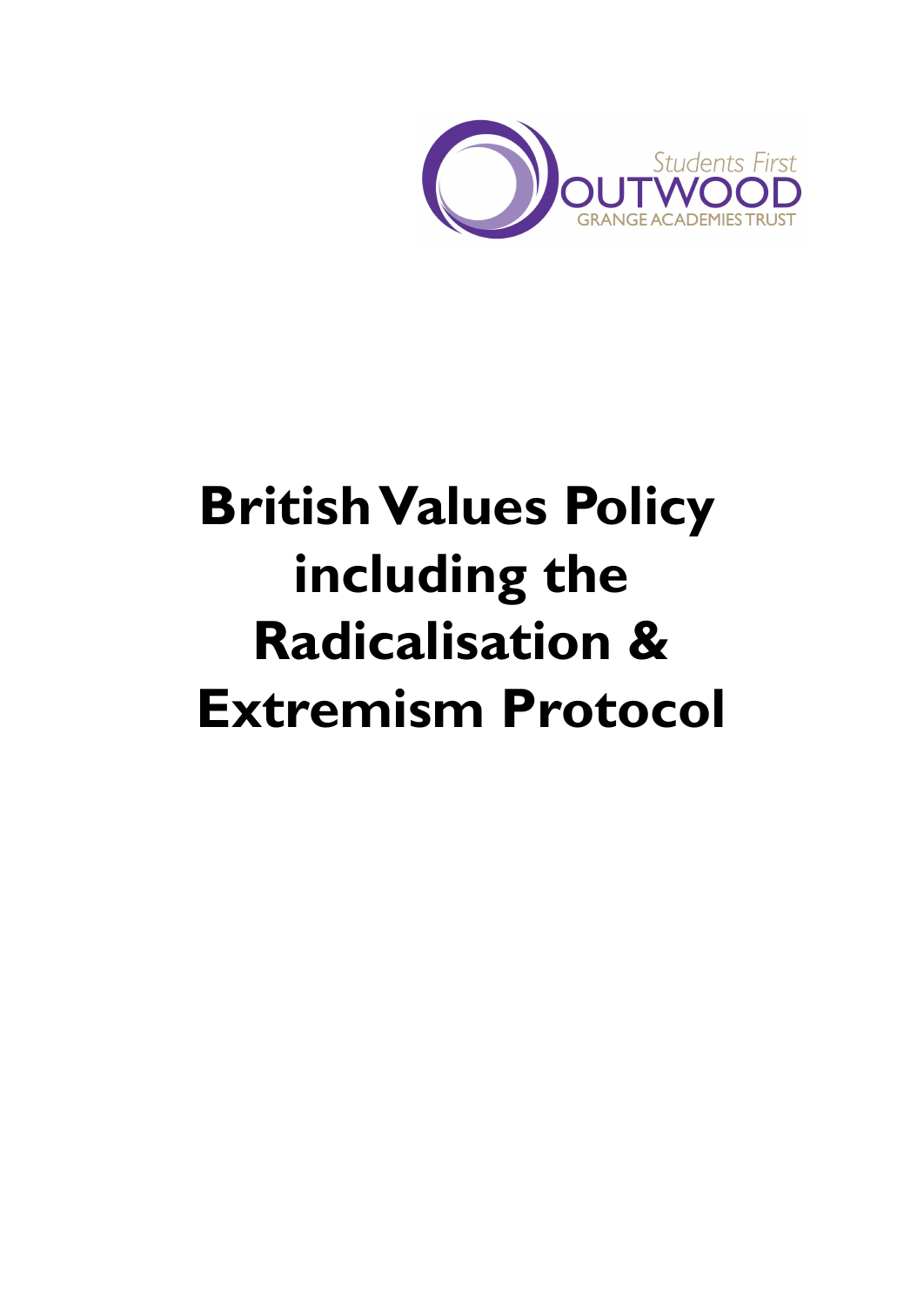Students First
OUTWOOD
GRANGE ACADEMIES TRUST

# British Values Policy including the Radicalisation & Extremism Protocol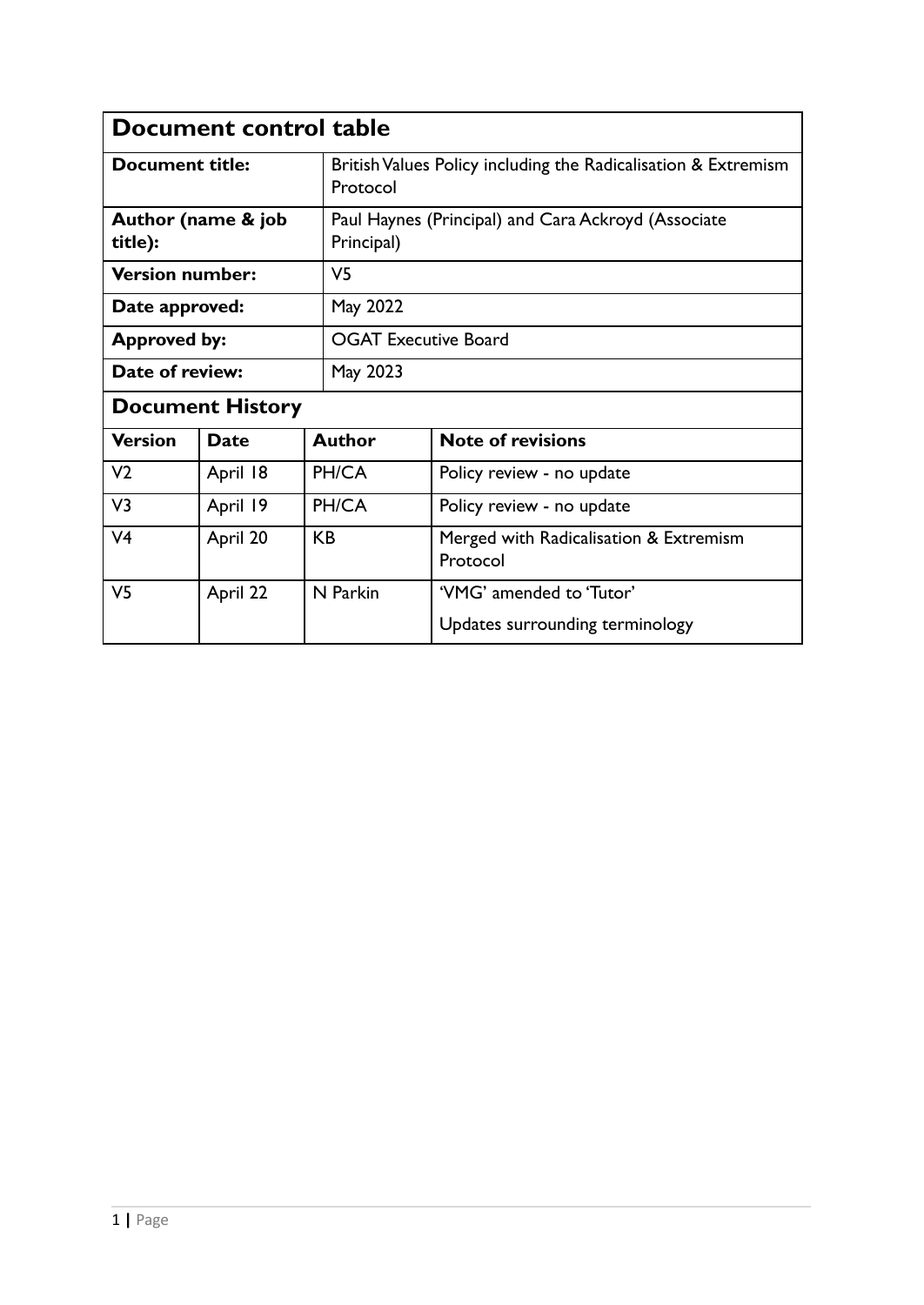## Document control table

| Document title: | British Values Policy including the Radicalisation & Extremism Protocol |
|---|---|
| **Author (name & job title):** | Paul Haynes (Principal) and Cara Ackroyd (Associate Principal) |
| **Version number:** | V5 |
| **Date approved:** | May 2022 |
| **Approved by:** | OGAT Executive Board |
| **Date of review:** | May 2023 |

## Document History

| Version | Date | Author | Note of revisions |
|---|---|---|---|
| V2 | April 18 | PH/CA | Policy review - no update |
| V3 | April 19 | PH/CA | Policy review - no update |
| V4 | April 20 | KB | Merged with Radicalisation & Extremism Protocol |
| V5 | April 22 | N Parkin | 'VMG' amended to 'Tutor'<br>Updates surrounding terminology |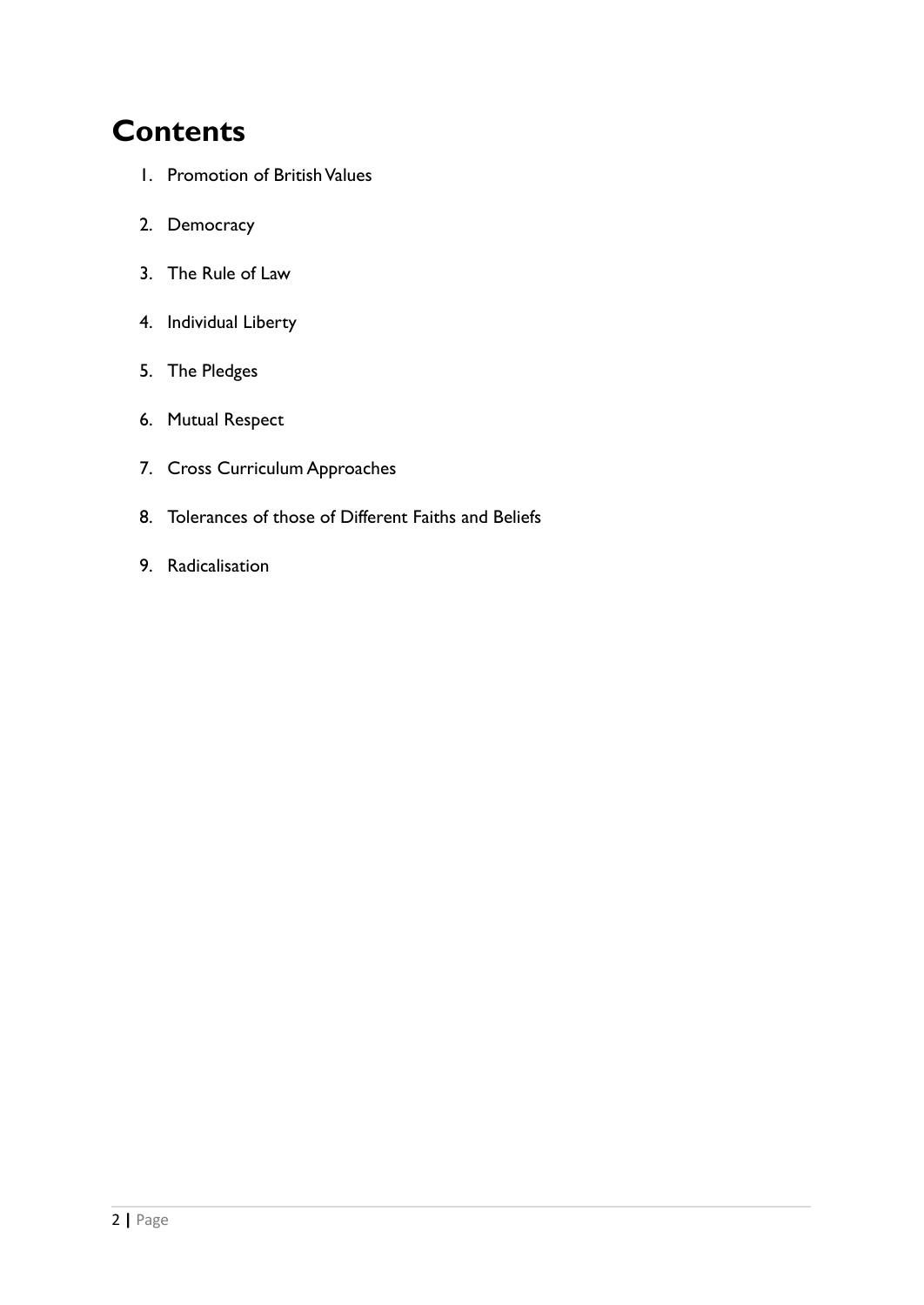# Contents

1. Promotion of British Values
2. Democracy
3. The Rule of Law
4. Individual Liberty
5. The Pledges
6. Mutual Respect
7. Cross Curriculum Approaches
8. Tolerances of those of Different Faiths and Beliefs
9. Radicalisation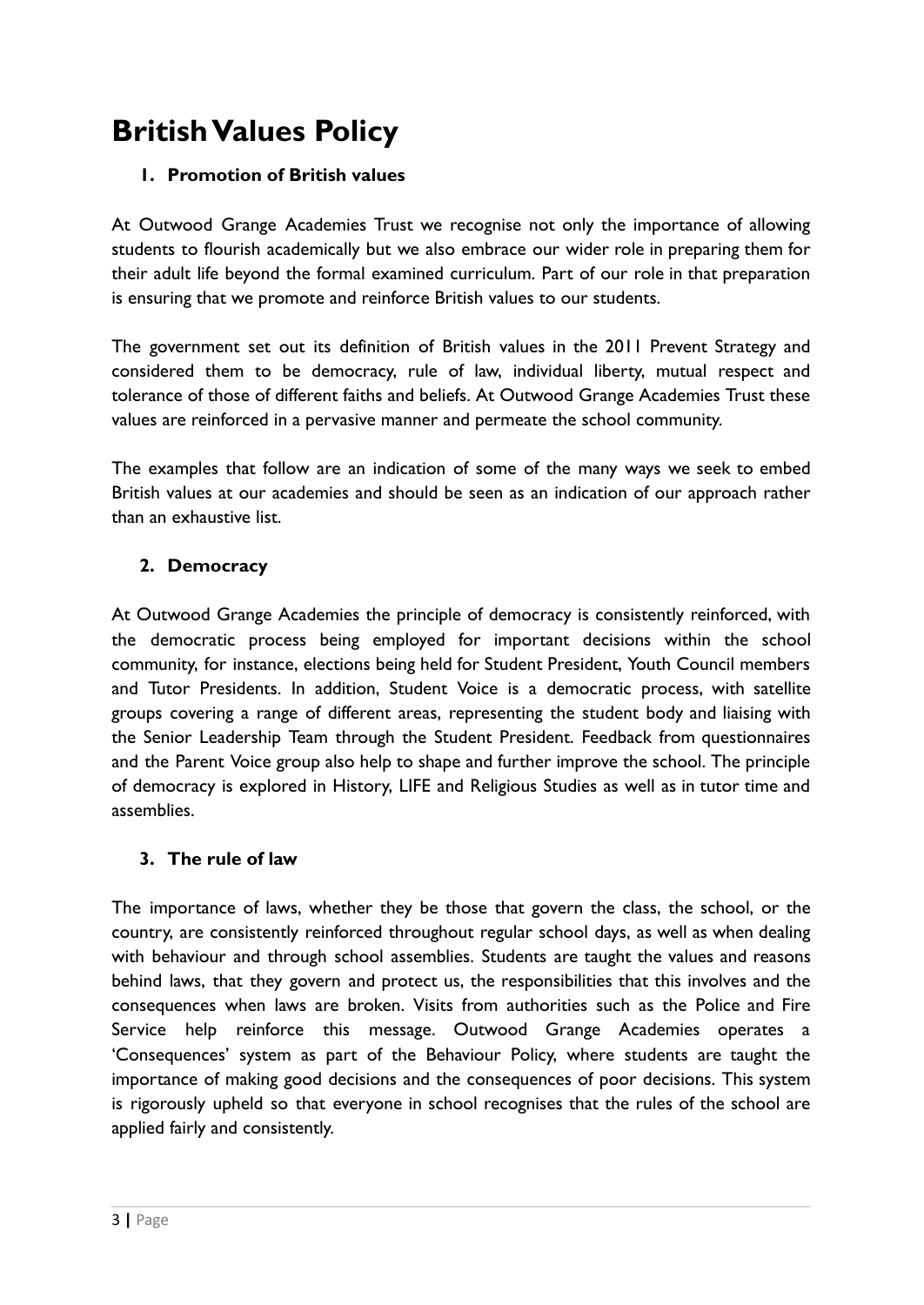# British Values Policy

## 1. Promotion of British values

At Outwood Grange Academies Trust we recognise not only the importance of allowing students to flourish academically but we also embrace our wider role in preparing them for their adult life beyond the formal examined curriculum. Part of our role in that preparation is ensuring that we promote and reinforce British values to our students.

The government set out its definition of British values in the 2011 Prevent Strategy and considered them to be democracy, rule of law, individual liberty, mutual respect and tolerance of those of different faiths and beliefs. At Outwood Grange Academies Trust these values are reinforced in a pervasive manner and permeate the school community.

The examples that follow are an indication of some of the many ways we seek to embed British values at our academies and should be seen as an indication of our approach rather than an exhaustive list.

## 2. Democracy

At Outwood Grange Academies the principle of democracy is consistently reinforced, with the democratic process being employed for important decisions within the school community, for instance, elections being held for Student President, Youth Council members and Tutor Presidents. In addition, Student Voice is a democratic process, with satellite groups covering a range of different areas, representing the student body and liaising with the Senior Leadership Team through the Student President. Feedback from questionnaires and the Parent Voice group also help to shape and further improve the school. The principle of democracy is explored in History, LIFE and Religious Studies as well as in tutor time and assemblies.

## 3. The rule of law

The importance of laws, whether they be those that govern the class, the school, or the country, are consistently reinforced throughout regular school days, as well as when dealing with behaviour and through school assemblies. Students are taught the values and reasons behind laws, that they govern and protect us, the responsibilities that this involves and the consequences when laws are broken. Visits from authorities such as the Police and Fire Service help reinforce this message. Outwood Grange Academies operates a 'Consequences' system as part of the Behaviour Policy, where students are taught the importance of making good decisions and the consequences of poor decisions. This system is rigorously upheld so that everyone in school recognises that the rules of the school are applied fairly and consistently.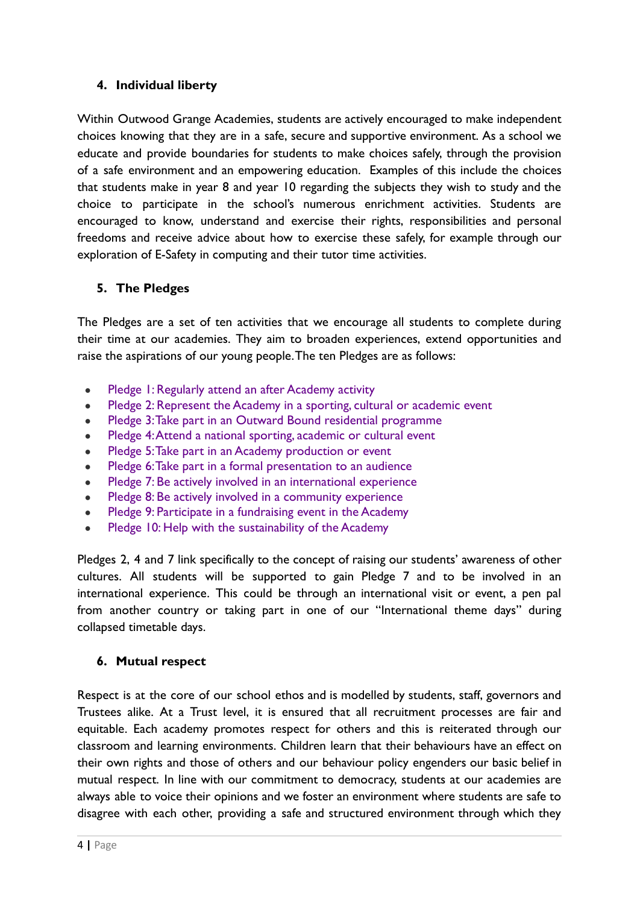## 4. Individual liberty

Within Outwood Grange Academies, students are actively encouraged to make independent choices knowing that they are in a safe, secure and supportive environment. As a school we educate and provide boundaries for students to make choices safely, through the provision of a safe environment and an empowering education. Examples of this include the choices that students make in year 8 and year 10 regarding the subjects they wish to study and the choice to participate in the school's numerous enrichment activities. Students are encouraged to know, understand and exercise their rights, responsibilities and personal freedoms and receive advice about how to exercise these safely, for example through our exploration of E-Safety in computing and their tutor time activities.

## 5. The Pledges

The Pledges are a set of ten activities that we encourage all students to complete during their time at our academies. They aim to broaden experiences, extend opportunities and raise the aspirations of our young people. The ten Pledges are as follows:

- Pledge 1: Regularly attend an after Academy activity
- Pledge 2: Represent the Academy in a sporting, cultural or academic event
- Pledge 3: Take part in an Outward Bound residential programme
- Pledge 4: Attend a national sporting, academic or cultural event
- Pledge 5: Take part in an Academy production or event
- Pledge 6: Take part in a formal presentation to an audience
- Pledge 7: Be actively involved in an international experience
- Pledge 8: Be actively involved in a community experience
- Pledge 9: Participate in a fundraising event in the Academy
- Pledge 10: Help with the sustainability of the Academy

Pledges 2, 4 and 7 link specifically to the concept of raising our students' awareness of other cultures. All students will be supported to gain Pledge 7 and to be involved in an international experience. This could be through an international visit or event, a pen pal from another country or taking part in one of our "International theme days" during collapsed timetable days.

## 6. Mutual respect

Respect is at the core of our school ethos and is modelled by students, staff, governors and Trustees alike. At a Trust level, it is ensured that all recruitment processes are fair and equitable. Each academy promotes respect for others and this is reiterated through our classroom and learning environments. Children learn that their behaviours have an effect on their own rights and those of others and our behaviour policy engenders our basic belief in mutual respect. In line with our commitment to democracy, students at our academies are always able to voice their opinions and we foster an environment where students are safe to disagree with each other, providing a safe and structured environment through which they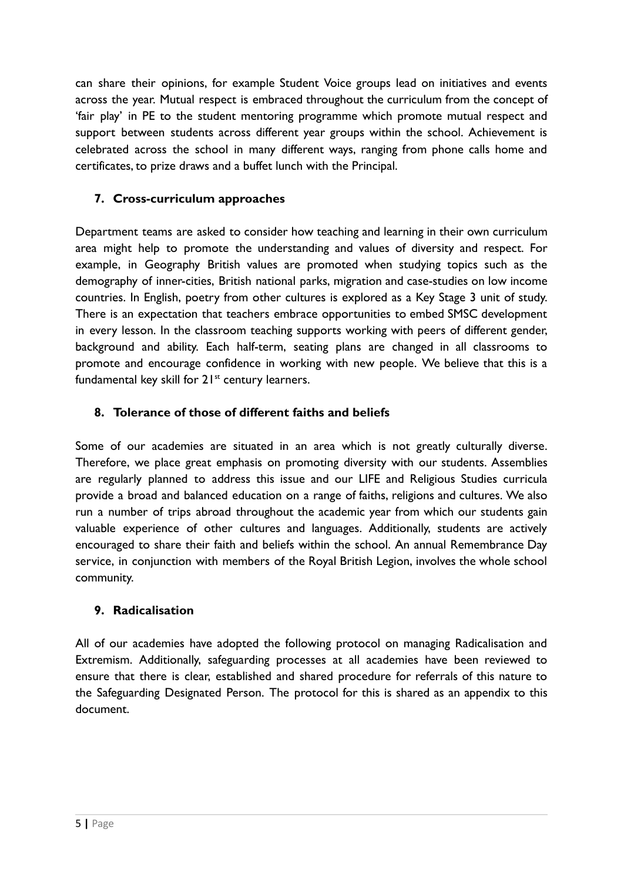can share their opinions, for example Student Voice groups lead on initiatives and events across the year. Mutual respect is embraced throughout the curriculum from the concept of 'fair play' in PE to the student mentoring programme which promote mutual respect and support between students across different year groups within the school. Achievement is celebrated across the school in many different ways, ranging from phone calls home and certificates, to prize draws and a buffet lunch with the Principal.

## 7. Cross-curriculum approaches

Department teams are asked to consider how teaching and learning in their own curriculum area might help to promote the understanding and values of diversity and respect. For example, in Geography British values are promoted when studying topics such as the demography of inner-cities, British national parks, migration and case-studies on low income countries. In English, poetry from other cultures is explored as a Key Stage 3 unit of study. There is an expectation that teachers embrace opportunities to embed SMSC development in every lesson. In the classroom teaching supports working with peers of different gender, background and ability. Each half-term, seating plans are changed in all classrooms to promote and encourage confidence in working with new people. We believe that this is a fundamental key skill for 21st century learners.

## 8. Tolerance of those of different faiths and beliefs

Some of our academies are situated in an area which is not greatly culturally diverse. Therefore, we place great emphasis on promoting diversity with our students. Assemblies are regularly planned to address this issue and our LIFE and Religious Studies curricula provide a broad and balanced education on a range of faiths, religions and cultures. We also run a number of trips abroad throughout the academic year from which our students gain valuable experience of other cultures and languages. Additionally, students are actively encouraged to share their faith and beliefs within the school. An annual Remembrance Day service, in conjunction with members of the Royal British Legion, involves the whole school community.

## 9. Radicalisation

All of our academies have adopted the following protocol on managing Radicalisation and Extremism. Additionally, safeguarding processes at all academies have been reviewed to ensure that there is clear, established and shared procedure for referrals of this nature to the Safeguarding Designated Person. The protocol for this is shared as an appendix to this document.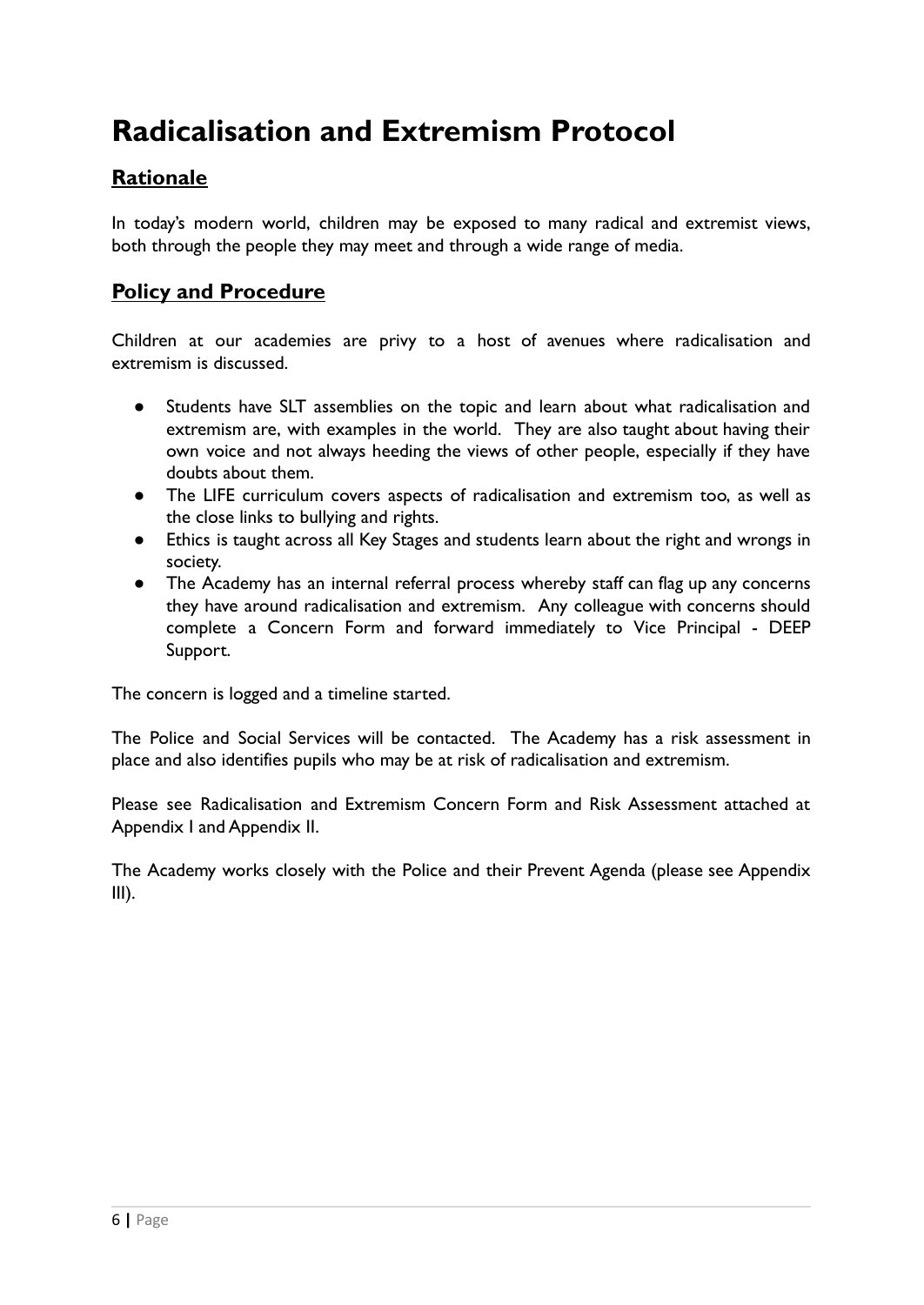# Radicalisation and Extremism Protocol

## Rationale

In today's modern world, children may be exposed to many radical and extremist views, both through the people they may meet and through a wide range of media.

## Policy and Procedure

Children at our academies are privy to a host of avenues where radicalisation and extremism is discussed.

- Students have SLT assemblies on the topic and learn about what radicalisation and extremism are, with examples in the world. They are also taught about having their own voice and not always heeding the views of other people, especially if they have doubts about them.
- The LIFE curriculum covers aspects of radicalisation and extremism too, as well as the close links to bullying and rights.
- Ethics is taught across all Key Stages and students learn about the right and wrongs in society.
- The Academy has an internal referral process whereby staff can flag up any concerns they have around radicalisation and extremism. Any colleague with concerns should complete a Concern Form and forward immediately to Vice Principal - DEEP Support.

The concern is logged and a timeline started.

The Police and Social Services will be contacted. The Academy has a risk assessment in place and also identifies pupils who may be at risk of radicalisation and extremism.

Please see Radicalisation and Extremism Concern Form and Risk Assessment attached at Appendix I and Appendix II.

The Academy works closely with the Police and their Prevent Agenda (please see Appendix III).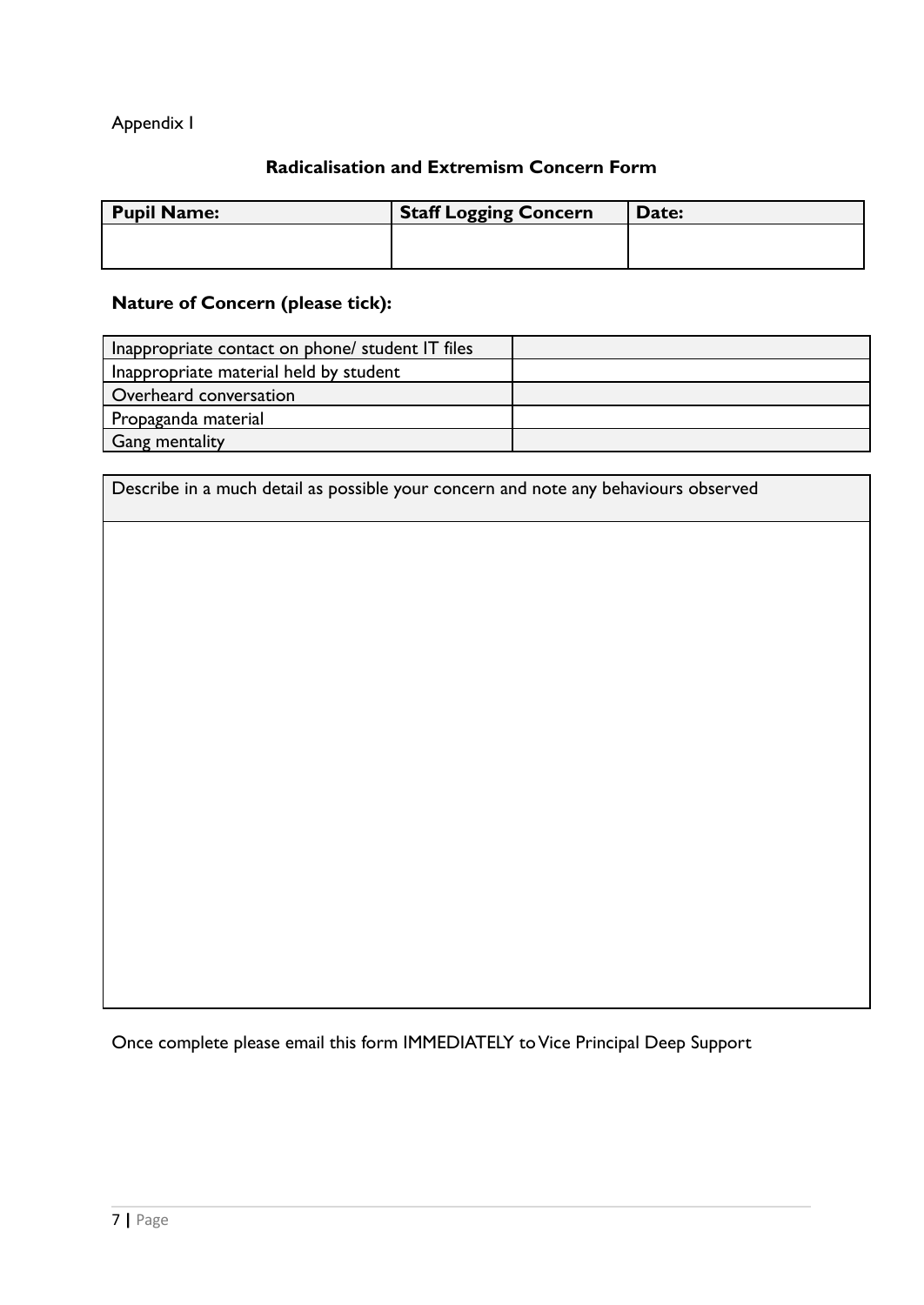Appendix I

## Radicalisation and Extremism Concern Form

| Pupil Name: | Staff Logging Concern | Date: |
|---|---|---|
| | | |

**Nature of Concern (please tick):**

| Inappropriate contact on phone/ student IT files | |
|---|---|
| Inappropriate material held by student | |
| Overheard conversation | |
| Propaganda material | |
| Gang mentality | |

| Describe in a much detail as possible your concern and note any behaviours observed |
|---|
| |

Once complete please email this form IMMEDIATELY to Vice Principal Deep Support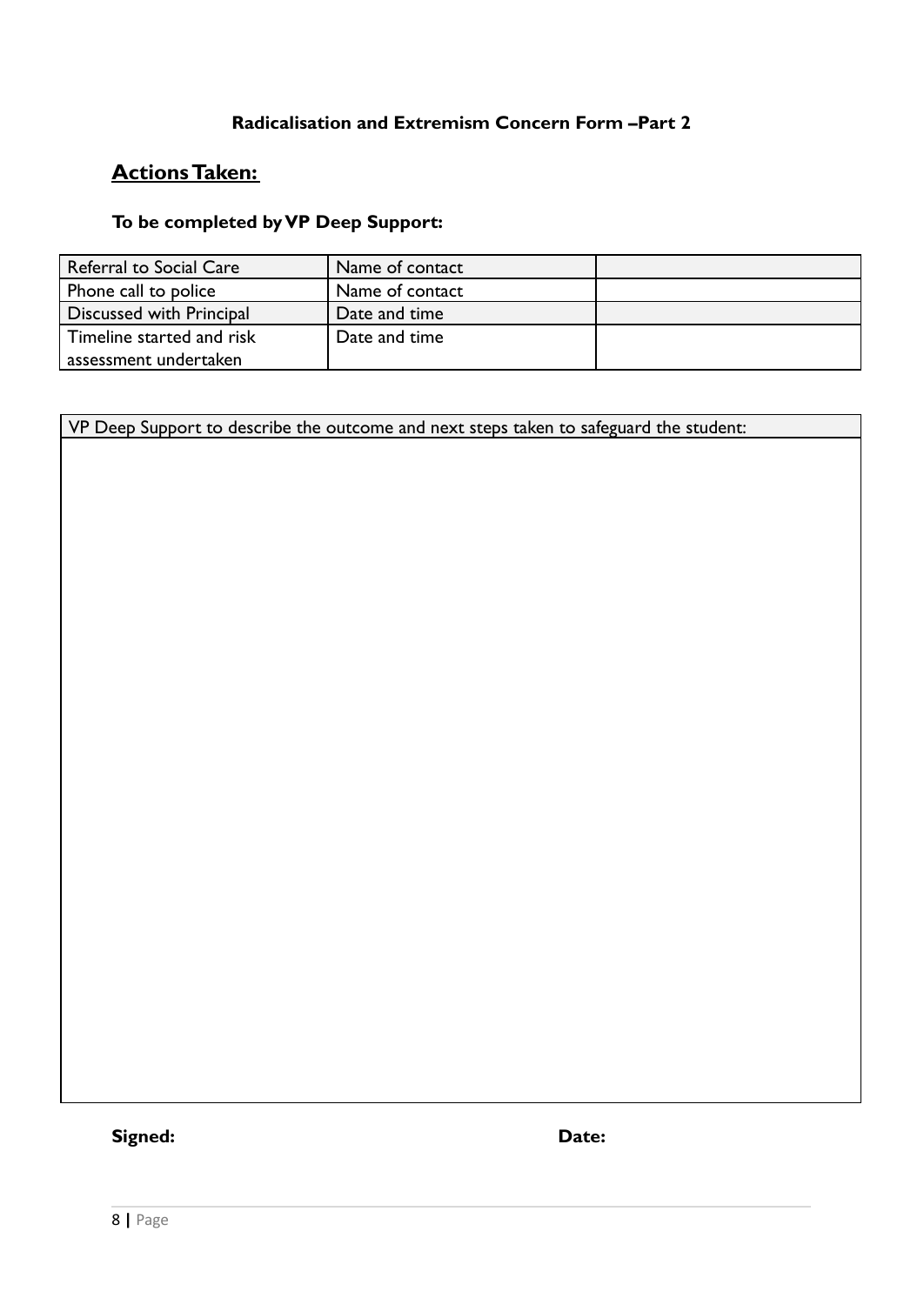**Radicalisation and Extremism Concern Form –Part 2**

## Actions Taken:

**To be completed by VP Deep Support:**

| Referral to Social Care | Name of contact | |
|---|---|---|
| Phone call to police | Name of contact | |
| Discussed with Principal | Date and time | |
| Timeline started and risk assessment undertaken | Date and time | |

| VP Deep Support to describe the outcome and next steps taken to safeguard the student: |
|---|
| |

**Signed:** **Date:**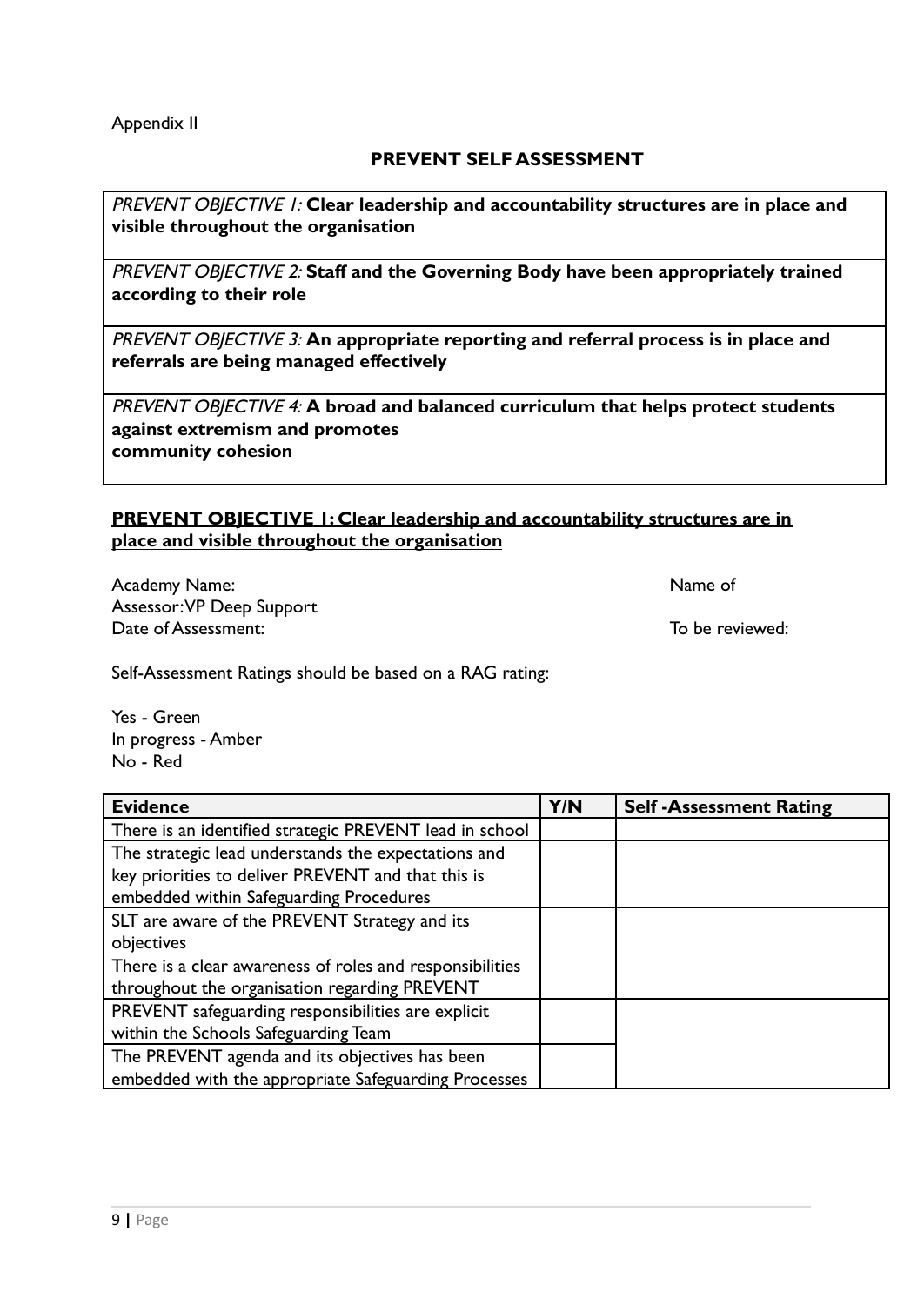Appendix II

## PREVENT SELF ASSESSMENT

| |
|---|
| *PREVENT OBJECTIVE 1:* **Clear leadership and accountability structures are in place and visible throughout the organisation** |
| *PREVENT OBJECTIVE 2:* **Staff and the Governing Body have been appropriately trained according to their role** |
| *PREVENT OBJECTIVE 3:* **An appropriate reporting and referral process is in place and referrals are being managed effectively** |
| *PREVENT OBJECTIVE 4:* **A broad and balanced curriculum that helps protect students against extremism and promotes community cohesion** |

### PREVENT OBJECTIVE 1: Clear leadership and accountability structures are in place and visible throughout the organisation

Academy Name: Name of Assessor: VP Deep Support

Date of Assessment: To be reviewed:

Self-Assessment Ratings should be based on a RAG rating:

Yes - Green
In progress - Amber
No - Red

| Evidence | Y/N | Self -Assessment Rating |
|---|---|---|
| There is an identified strategic PREVENT lead in school | | |
| The strategic lead understands the expectations and key priorities to deliver PREVENT and that this is embedded within Safeguarding Procedures | | |
| SLT are aware of the PREVENT Strategy and its objectives | | |
| There is a clear awareness of roles and responsibilities throughout the organisation regarding PREVENT | | |
| PREVENT safeguarding responsibilities are explicit within the Schools Safeguarding Team | | |
| The PREVENT agenda and its objectives has been embedded with the appropriate Safeguarding Processes | | |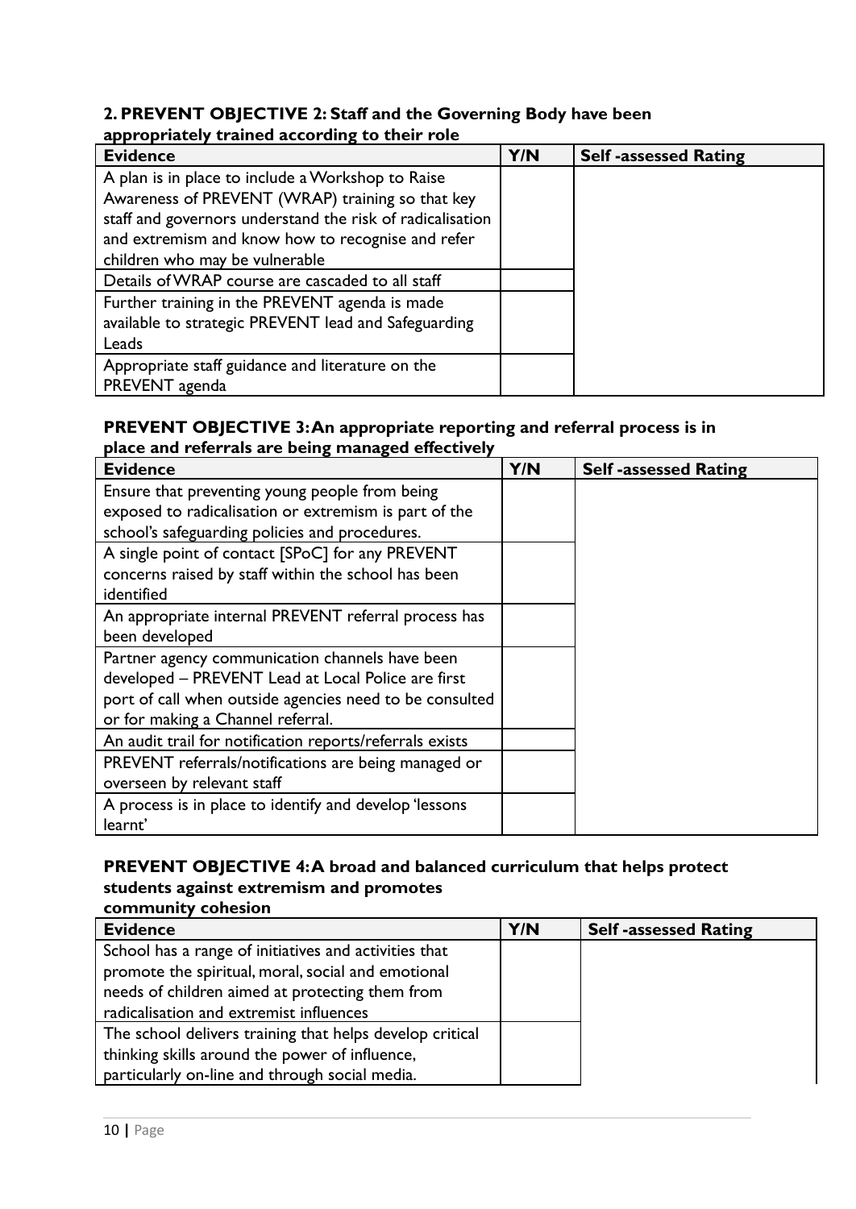### 2. PREVENT OBJECTIVE 2: Staff and the Governing Body have been appropriately trained according to their role

| Evidence | Y/N | Self -assessed Rating |
|---|---|---|
| A plan is in place to include a Workshop to Raise Awareness of PREVENT (WRAP) training so that key staff and governors understand the risk of radicalisation and extremism and know how to recognise and refer children who may be vulnerable | | |
| Details of WRAP course are cascaded to all staff | | |
| Further training in the PREVENT agenda is made available to strategic PREVENT lead and Safeguarding Leads | | |
| Appropriate staff guidance and literature on the PREVENT agenda | | |

### PREVENT OBJECTIVE 3: An appropriate reporting and referral process is in place and referrals are being managed effectively

| Evidence | Y/N | Self -assessed Rating |
|---|---|---|
| Ensure that preventing young people from being exposed to radicalisation or extremism is part of the school's safeguarding policies and procedures. | | |
| A single point of contact [SPoC] for any PREVENT concerns raised by staff within the school has been identified | | |
| An appropriate internal PREVENT referral process has been developed | | |
| Partner agency communication channels have been developed – PREVENT Lead at Local Police are first port of call when outside agencies need to be consulted or for making a Channel referral. | | |
| An audit trail for notification reports/referrals exists | | |
| PREVENT referrals/notifications are being managed or overseen by relevant staff | | |
| A process is in place to identify and develop 'lessons learnt' | | |

### PREVENT OBJECTIVE 4: A broad and balanced curriculum that helps protect students against extremism and promotes community cohesion

| Evidence | Y/N | Self -assessed Rating |
|---|---|---|
| School has a range of initiatives and activities that promote the spiritual, moral, social and emotional needs of children aimed at protecting them from radicalisation and extremist influences | | |
| The school delivers training that helps develop critical thinking skills around the power of influence, particularly on-line and through social media. | | |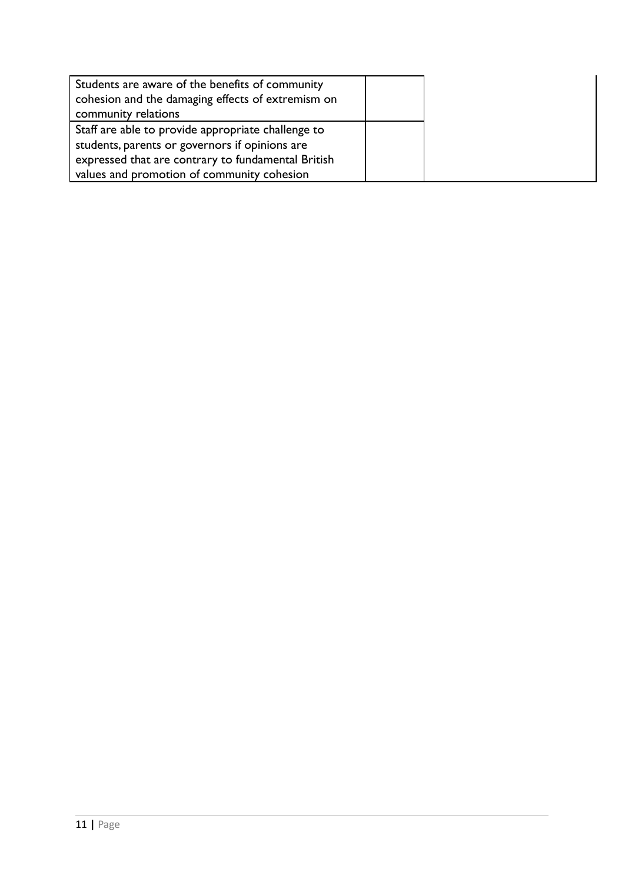| | | |
|---|---|---|
| Students are aware of the benefits of community cohesion and the damaging effects of extremism on community relations | | |
| Staff are able to provide appropriate challenge to students, parents or governors if opinions are expressed that are contrary to fundamental British values and promotion of community cohesion | | |